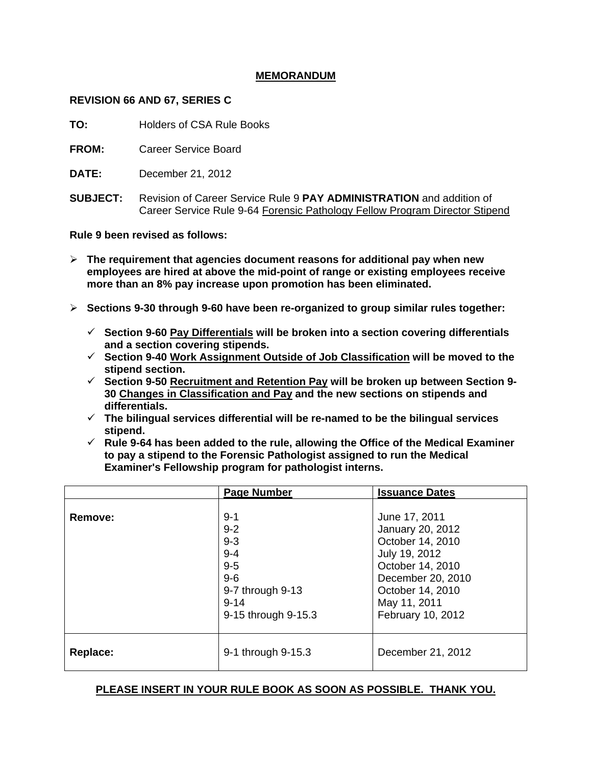# MEMORANDUM

**REVISION 66 AND 67, SERIES C**

**TO:** Holders of CSA Rule Books

**FROM:** Career Service Board

**DATE:** December 21, 2012

**SUBJECT:** Revision of Career Service Rule 9 **PAY ADMINISTRATION** and addition of Career Service Rule 9-64 Forensic Pathology Fellow Program Director Stipend

**Rule 9 been revised as follows:**

- **The requirement that agencies document reasons for additional pay when new employees are hired at above the mid-point of range or existing employees receive more than an 8% pay increase upon promotion has been eliminated.**
- **Sections 9-30 through 9-60 have been re-organized to group similar rules together:**
  - ✓ **Section 9-60 Pay Differentials will be broken into a section covering differentials and a section covering stipends.**
  - ✓ **Section 9-40 Work Assignment Outside of Job Classification will be moved to the stipend section.**
  - ✓ **Section 9-50 Recruitment and Retention Pay will be broken up between Section 9-30 Changes in Classification and Pay and the new sections on stipends and differentials.**
  - ✓ **The bilingual services differential will be re-named to be the bilingual services stipend.**
  - ✓ **Rule 9-64 has been added to the rule, allowing the Office of the Medical Examiner to pay a stipend to the Forensic Pathologist assigned to run the Medical Examiner's Fellowship program for pathologist interns.**

| | Page Number | Issuance Dates |
|---|---|---|
| **Remove:** | 9-1<br>9-2<br>9-3<br>9-4<br>9-5<br>9-6<br>9-7 through 9-13<br>9-14<br>9-15 through 9-15.3 | June 17, 2011<br>January 20, 2012<br>October 14, 2010<br>July 19, 2012<br>October 14, 2010<br>December 20, 2010<br>October 14, 2010<br>May 11, 2011<br>February 10, 2012 |
| **Replace:** | 9-1 through 9-15.3 | December 21, 2012 |

**PLEASE INSERT IN YOUR RULE BOOK AS SOON AS POSSIBLE. THANK YOU.**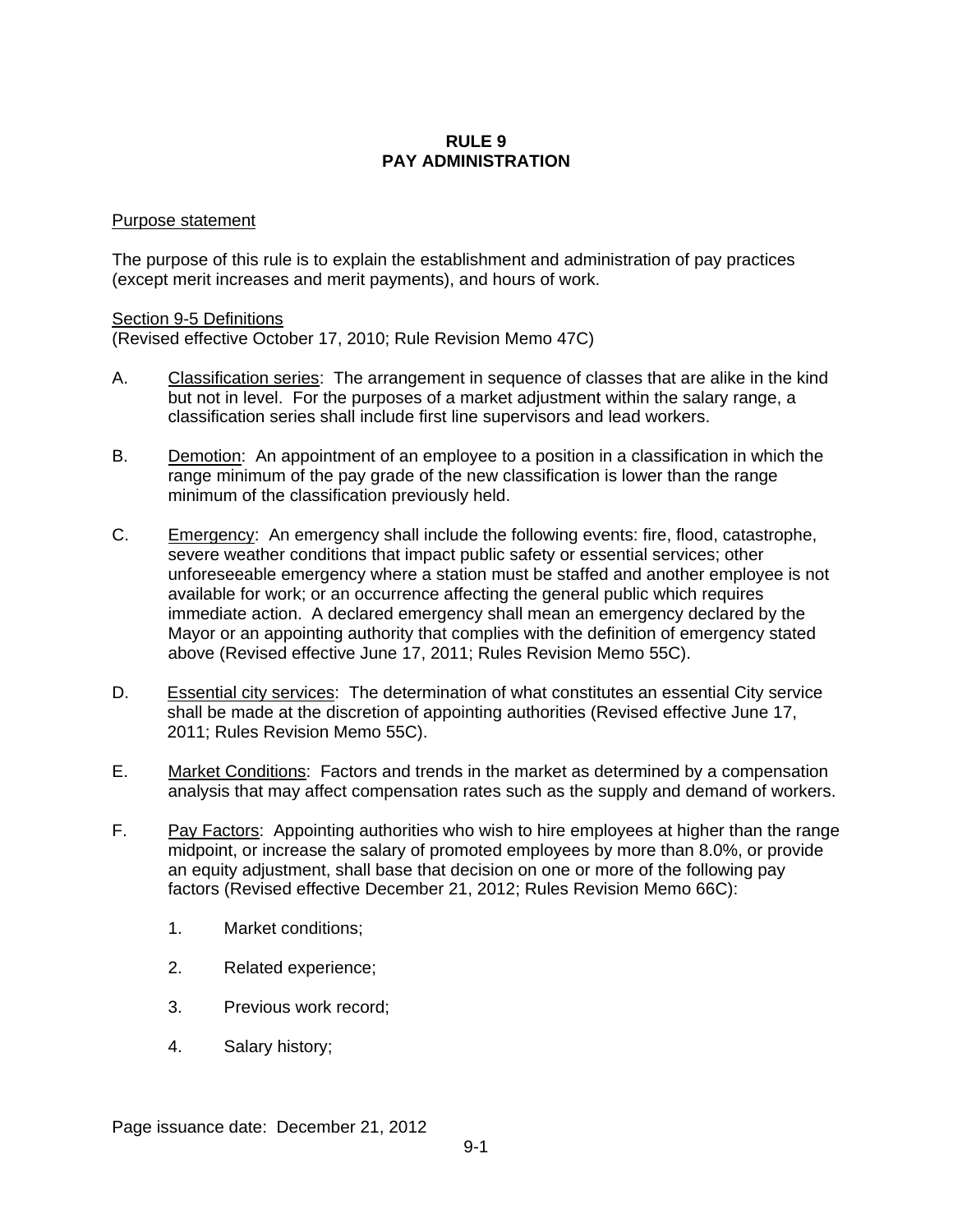# RULE 9
# PAY ADMINISTRATION

<u>Purpose statement</u>

The purpose of this rule is to explain the establishment and administration of pay practices (except merit increases and merit payments), and hours of work.

<u>Section 9-5 Definitions</u>
(Revised effective October 17, 2010; Rule Revision Memo 47C)

A. <u>Classification series</u>: The arrangement in sequence of classes that are alike in the kind but not in level. For the purposes of a market adjustment within the salary range, a classification series shall include first line supervisors and lead workers.

B. <u>Demotion</u>: An appointment of an employee to a position in a classification in which the range minimum of the pay grade of the new classification is lower than the range minimum of the classification previously held.

C. <u>Emergency</u>: An emergency shall include the following events: fire, flood, catastrophe, severe weather conditions that impact public safety or essential services; other unforeseeable emergency where a station must be staffed and another employee is not available for work; or an occurrence affecting the general public which requires immediate action. A declared emergency shall mean an emergency declared by the Mayor or an appointing authority that complies with the definition of emergency stated above (Revised effective June 17, 2011; Rules Revision Memo 55C).

D. <u>Essential city services</u>: The determination of what constitutes an essential City service shall be made at the discretion of appointing authorities (Revised effective June 17, 2011; Rules Revision Memo 55C).

E. <u>Market Conditions</u>: Factors and trends in the market as determined by a compensation analysis that may affect compensation rates such as the supply and demand of workers.

F. <u>Pay Factors</u>: Appointing authorities who wish to hire employees at higher than the range midpoint, or increase the salary of promoted employees by more than 8.0%, or provide an equity adjustment, shall base that decision on one or more of the following pay factors (Revised effective December 21, 2012; Rules Revision Memo 66C):

   1. Market conditions;

   2. Related experience;

   3. Previous work record;

   4. Salary history;

Page issuance date: December 21, 2012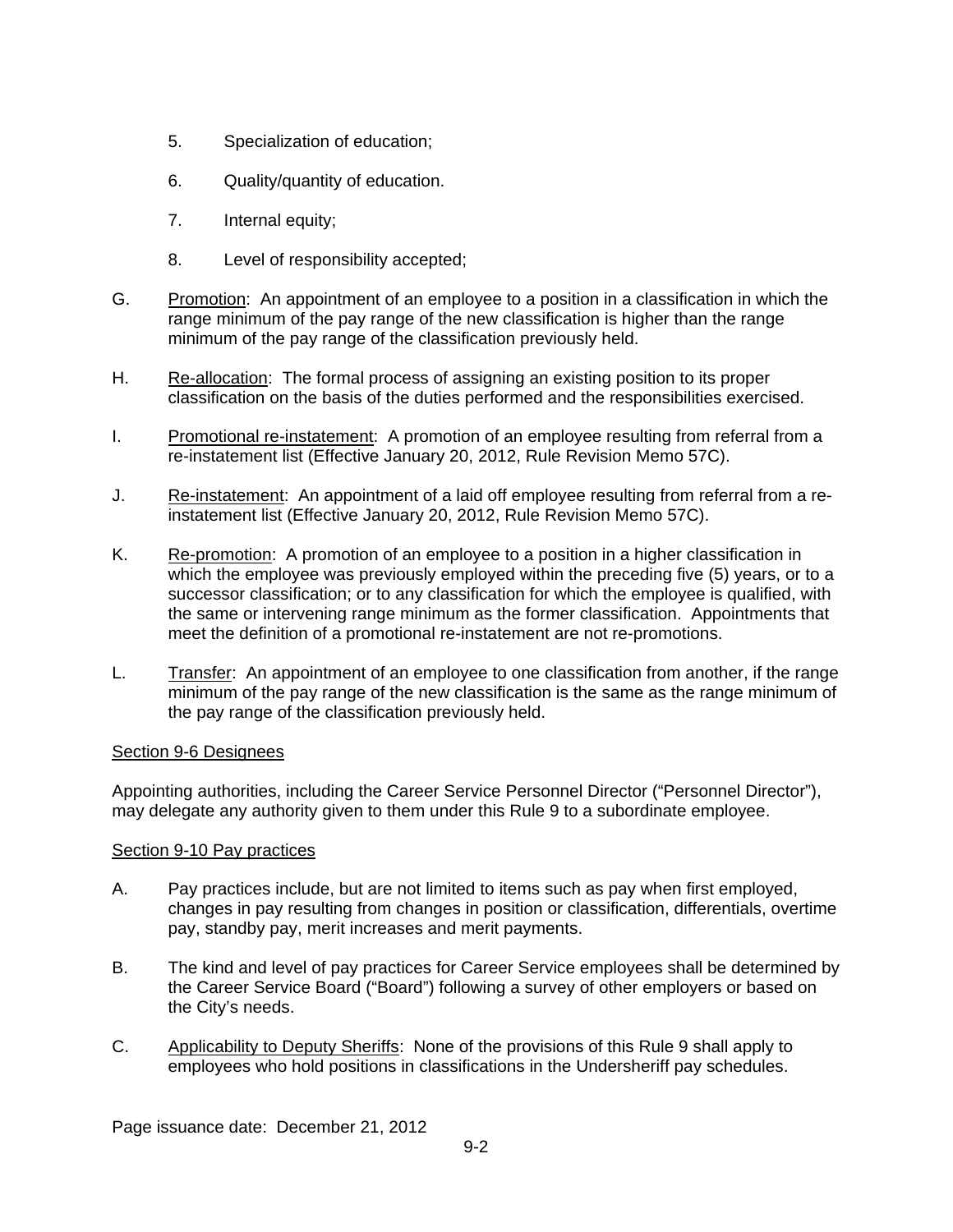5. Specialization of education;

6. Quality/quantity of education.

7. Internal equity;

8. Level of responsibility accepted;

G. <u>Promotion</u>: An appointment of an employee to a position in a classification in which the range minimum of the pay range of the new classification is higher than the range minimum of the pay range of the classification previously held.

H. <u>Re-allocation</u>: The formal process of assigning an existing position to its proper classification on the basis of the duties performed and the responsibilities exercised.

I. <u>Promotional re-instatement</u>: A promotion of an employee resulting from referral from a re-instatement list (Effective January 20, 2012, Rule Revision Memo 57C).

J. <u>Re-instatement</u>: An appointment of a laid off employee resulting from referral from a re-instatement list (Effective January 20, 2012, Rule Revision Memo 57C).

K. <u>Re-promotion</u>: A promotion of an employee to a position in a higher classification in which the employee was previously employed within the preceding five (5) years, or to a successor classification; or to any classification for which the employee is qualified, with the same or intervening range minimum as the former classification. Appointments that meet the definition of a promotional re-instatement are not re-promotions.

L. <u>Transfer</u>: An appointment of an employee to one classification from another, if the range minimum of the pay range of the new classification is the same as the range minimum of the pay range of the classification previously held.

<u>Section 9-6 Designees</u>

Appointing authorities, including the Career Service Personnel Director ("Personnel Director"), may delegate any authority given to them under this Rule 9 to a subordinate employee.

<u>Section 9-10 Pay practices</u>

A. Pay practices include, but are not limited to items such as pay when first employed, changes in pay resulting from changes in position or classification, differentials, overtime pay, standby pay, merit increases and merit payments.

B. The kind and level of pay practices for Career Service employees shall be determined by the Career Service Board ("Board") following a survey of other employers or based on the City's needs.

C. <u>Applicability to Deputy Sheriffs</u>: None of the provisions of this Rule 9 shall apply to employees who hold positions in classifications in the Undersheriff pay schedules.

Page issuance date: December 21, 2012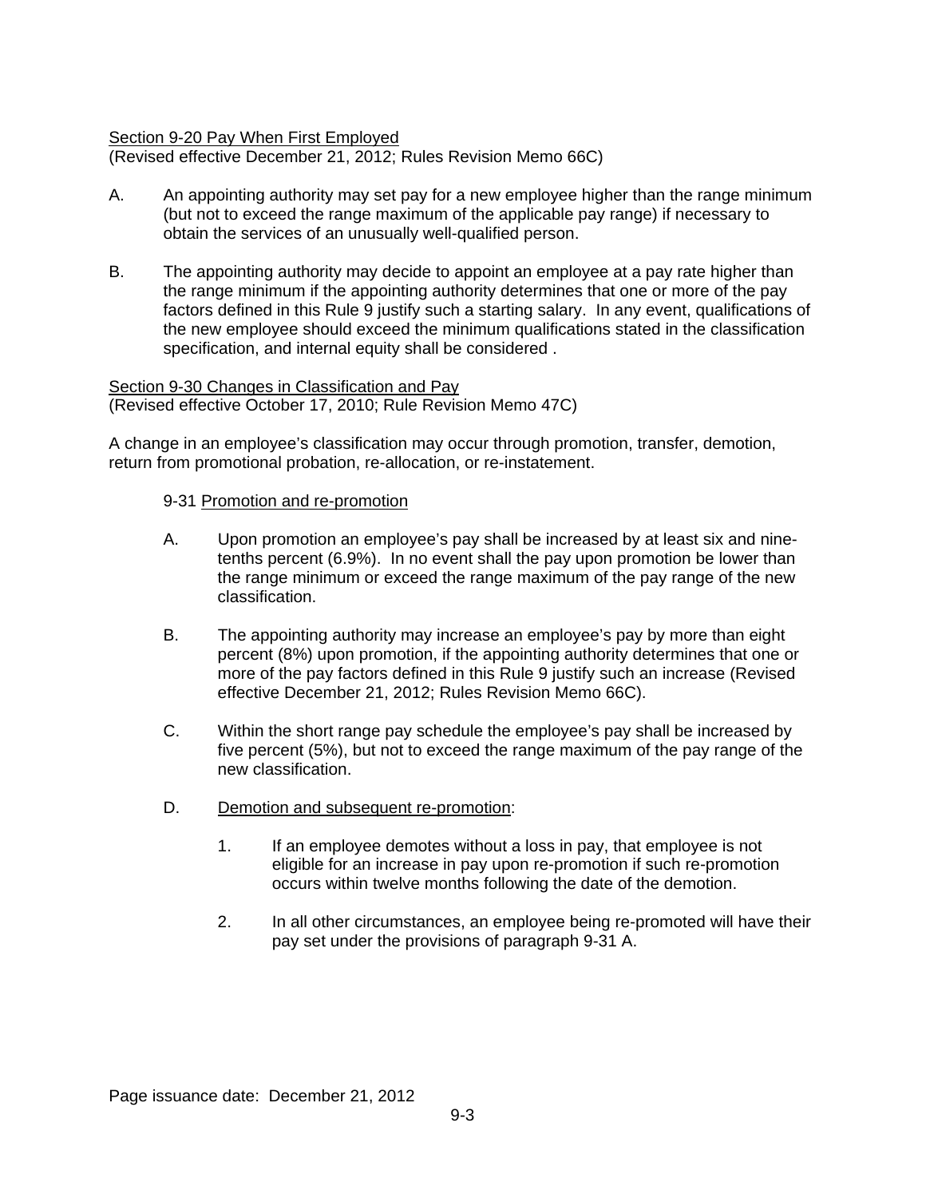Section 9-20 Pay When First Employed
(Revised effective December 21, 2012; Rules Revision Memo 66C)

A. An appointing authority may set pay for a new employee higher than the range minimum (but not to exceed the range maximum of the applicable pay range) if necessary to obtain the services of an unusually well-qualified person.

B. The appointing authority may decide to appoint an employee at a pay rate higher than the range minimum if the appointing authority determines that one or more of the pay factors defined in this Rule 9 justify such a starting salary. In any event, qualifications of the new employee should exceed the minimum qualifications stated in the classification specification, and internal equity shall be considered .

Section 9-30 Changes in Classification and Pay
(Revised effective October 17, 2010; Rule Revision Memo 47C)

A change in an employee's classification may occur through promotion, transfer, demotion, return from promotional probation, re-allocation, or re-instatement.

9-31 Promotion and re-promotion

A. Upon promotion an employee's pay shall be increased by at least six and nine-tenths percent (6.9%). In no event shall the pay upon promotion be lower than the range minimum or exceed the range maximum of the pay range of the new classification.

B. The appointing authority may increase an employee's pay by more than eight percent (8%) upon promotion, if the appointing authority determines that one or more of the pay factors defined in this Rule 9 justify such an increase (Revised effective December 21, 2012; Rules Revision Memo 66C).

C. Within the short range pay schedule the employee's pay shall be increased by five percent (5%), but not to exceed the range maximum of the pay range of the new classification.

D. Demotion and subsequent re-promotion:

1. If an employee demotes without a loss in pay, that employee is not eligible for an increase in pay upon re-promotion if such re-promotion occurs within twelve months following the date of the demotion.

2. In all other circumstances, an employee being re-promoted will have their pay set under the provisions of paragraph 9-31 A.

Page issuance date: December 21, 2012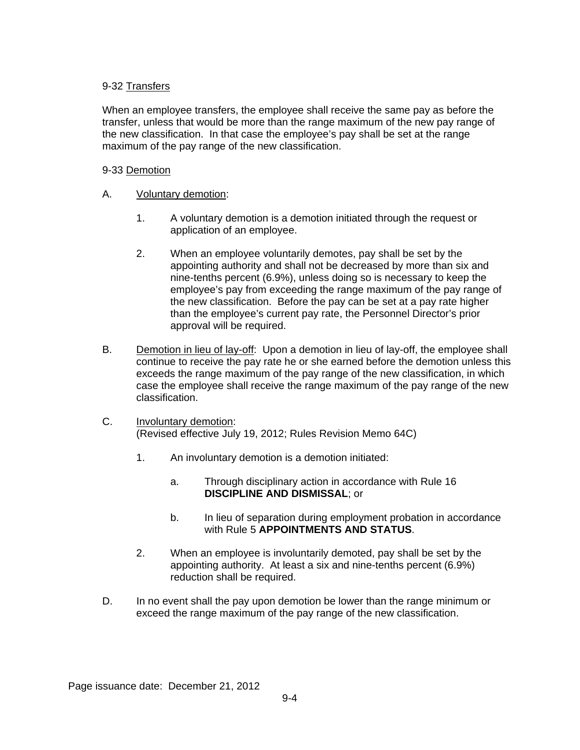9-32 <u>Transfers</u>

When an employee transfers, the employee shall receive the same pay as before the transfer, unless that would be more than the range maximum of the new pay range of the new classification. In that case the employee's pay shall be set at the range maximum of the pay range of the new classification.

9-33 <u>Demotion</u>

A. <u>Voluntary demotion</u>:

   1. A voluntary demotion is a demotion initiated through the request or application of an employee.

   2. When an employee voluntarily demotes, pay shall be set by the appointing authority and shall not be decreased by more than six and nine-tenths percent (6.9%), unless doing so is necessary to keep the employee's pay from exceeding the range maximum of the pay range of the new classification. Before the pay can be set at a pay rate higher than the employee's current pay rate, the Personnel Director's prior approval will be required.

B. <u>Demotion in lieu of lay-off</u>: Upon a demotion in lieu of lay-off, the employee shall continue to receive the pay rate he or she earned before the demotion unless this exceeds the range maximum of the pay range of the new classification, in which case the employee shall receive the range maximum of the pay range of the new classification.

C. <u>Involuntary demotion</u>:
(Revised effective July 19, 2012; Rules Revision Memo 64C)

   1. An involuntary demotion is a demotion initiated:

      a. Through disciplinary action in accordance with Rule 16 **DISCIPLINE AND DISMISSAL**; or

      b. In lieu of separation during employment probation in accordance with Rule 5 **APPOINTMENTS AND STATUS**.

   2. When an employee is involuntarily demoted, pay shall be set by the appointing authority. At least a six and nine-tenths percent (6.9%) reduction shall be required.

D. In no event shall the pay upon demotion be lower than the range minimum or exceed the range maximum of the pay range of the new classification.

Page issuance date: December 21, 2012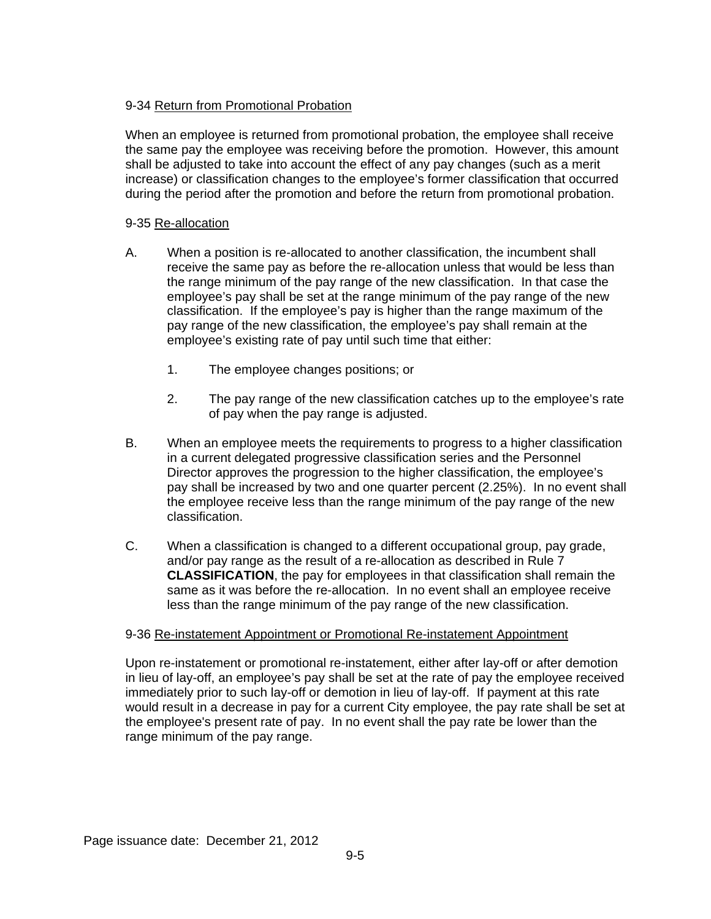9-34 Return from Promotional Probation

When an employee is returned from promotional probation, the employee shall receive the same pay the employee was receiving before the promotion. However, this amount shall be adjusted to take into account the effect of any pay changes (such as a merit increase) or classification changes to the employee's former classification that occurred during the period after the promotion and before the return from promotional probation.

9-35 Re-allocation

A. When a position is re-allocated to another classification, the incumbent shall receive the same pay as before the re-allocation unless that would be less than the range minimum of the pay range of the new classification. In that case the employee's pay shall be set at the range minimum of the pay range of the new classification. If the employee's pay is higher than the range maximum of the pay range of the new classification, the employee's pay shall remain at the employee's existing rate of pay until such time that either:

   1. The employee changes positions; or

   2. The pay range of the new classification catches up to the employee's rate of pay when the pay range is adjusted.

B. When an employee meets the requirements to progress to a higher classification in a current delegated progressive classification series and the Personnel Director approves the progression to the higher classification, the employee's pay shall be increased by two and one quarter percent (2.25%). In no event shall the employee receive less than the range minimum of the pay range of the new classification.

C. When a classification is changed to a different occupational group, pay grade, and/or pay range as the result of a re-allocation as described in Rule 7 **CLASSIFICATION**, the pay for employees in that classification shall remain the same as it was before the re-allocation. In no event shall an employee receive less than the range minimum of the pay range of the new classification.

9-36 Re-instatement Appointment or Promotional Re-instatement Appointment

Upon re-instatement or promotional re-instatement, either after lay-off or after demotion in lieu of lay-off, an employee's pay shall be set at the rate of pay the employee received immediately prior to such lay-off or demotion in lieu of lay-off. If payment at this rate would result in a decrease in pay for a current City employee, the pay rate shall be set at the employee's present rate of pay. In no event shall the pay rate be lower than the range minimum of the pay range.

Page issuance date: December 21, 2012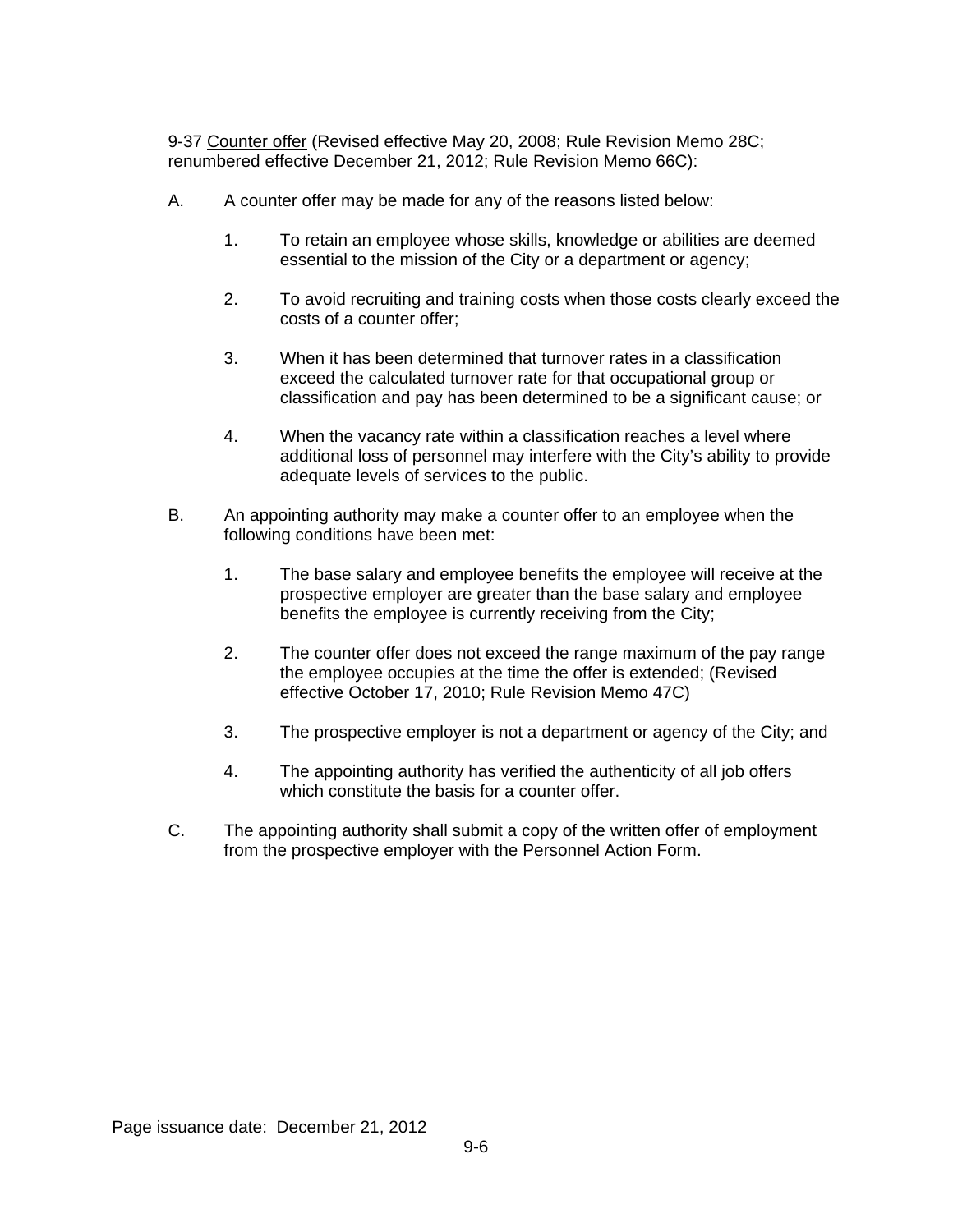9-37 <u>Counter offer</u> (Revised effective May 20, 2008; Rule Revision Memo 28C; renumbered effective December 21, 2012; Rule Revision Memo 66C):

A. A counter offer may be made for any of the reasons listed below:

   1. To retain an employee whose skills, knowledge or abilities are deemed essential to the mission of the City or a department or agency;

   2. To avoid recruiting and training costs when those costs clearly exceed the costs of a counter offer;

   3. When it has been determined that turnover rates in a classification exceed the calculated turnover rate for that occupational group or classification and pay has been determined to be a significant cause; or

   4. When the vacancy rate within a classification reaches a level where additional loss of personnel may interfere with the City's ability to provide adequate levels of services to the public.

B. An appointing authority may make a counter offer to an employee when the following conditions have been met:

   1. The base salary and employee benefits the employee will receive at the prospective employer are greater than the base salary and employee benefits the employee is currently receiving from the City;

   2. The counter offer does not exceed the range maximum of the pay range the employee occupies at the time the offer is extended; (Revised effective October 17, 2010; Rule Revision Memo 47C)

   3. The prospective employer is not a department or agency of the City; and

   4. The appointing authority has verified the authenticity of all job offers which constitute the basis for a counter offer.

C. The appointing authority shall submit a copy of the written offer of employment from the prospective employer with the Personnel Action Form.

Page issuance date: December 21, 2012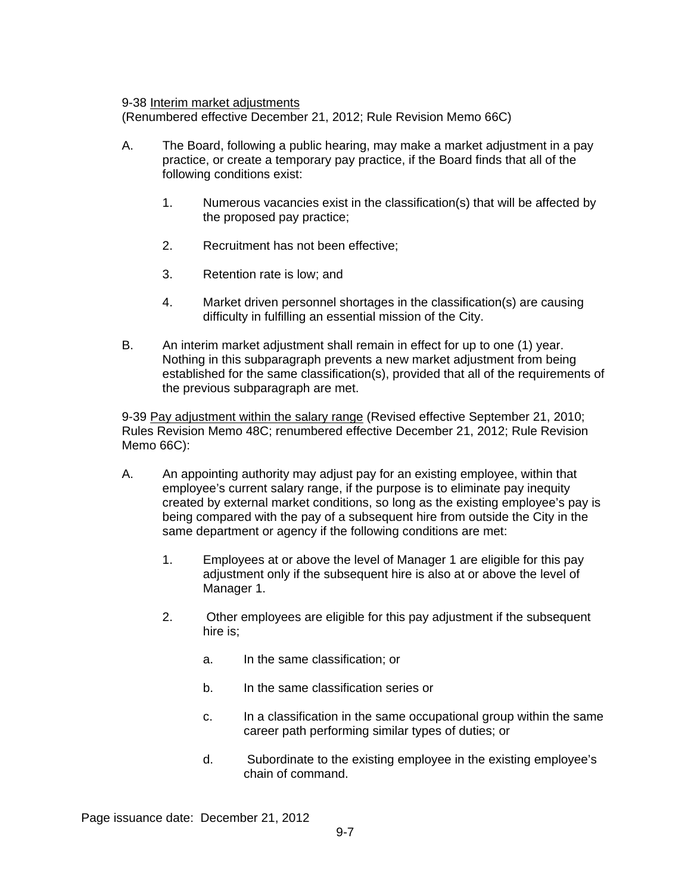9-38 Interim market adjustments
(Renumbered effective December 21, 2012; Rule Revision Memo 66C)

A. The Board, following a public hearing, may make a market adjustment in a pay practice, or create a temporary pay practice, if the Board finds that all of the following conditions exist:

   1. Numerous vacancies exist in the classification(s) that will be affected by the proposed pay practice;

   2. Recruitment has not been effective;

   3. Retention rate is low; and

   4. Market driven personnel shortages in the classification(s) are causing difficulty in fulfilling an essential mission of the City.

B. An interim market adjustment shall remain in effect for up to one (1) year. Nothing in this subparagraph prevents a new market adjustment from being established for the same classification(s), provided that all of the requirements of the previous subparagraph are met.

9-39 Pay adjustment within the salary range (Revised effective September 21, 2010; Rules Revision Memo 48C; renumbered effective December 21, 2012; Rule Revision Memo 66C):

A. An appointing authority may adjust pay for an existing employee, within that employee's current salary range, if the purpose is to eliminate pay inequity created by external market conditions, so long as the existing employee's pay is being compared with the pay of a subsequent hire from outside the City in the same department or agency if the following conditions are met:

   1. Employees at or above the level of Manager 1 are eligible for this pay adjustment only if the subsequent hire is also at or above the level of Manager 1.

   2. Other employees are eligible for this pay adjustment if the subsequent hire is;

      a. In the same classification; or

      b. In the same classification series or

      c. In a classification in the same occupational group within the same career path performing similar types of duties; or

      d. Subordinate to the existing employee in the existing employee's chain of command.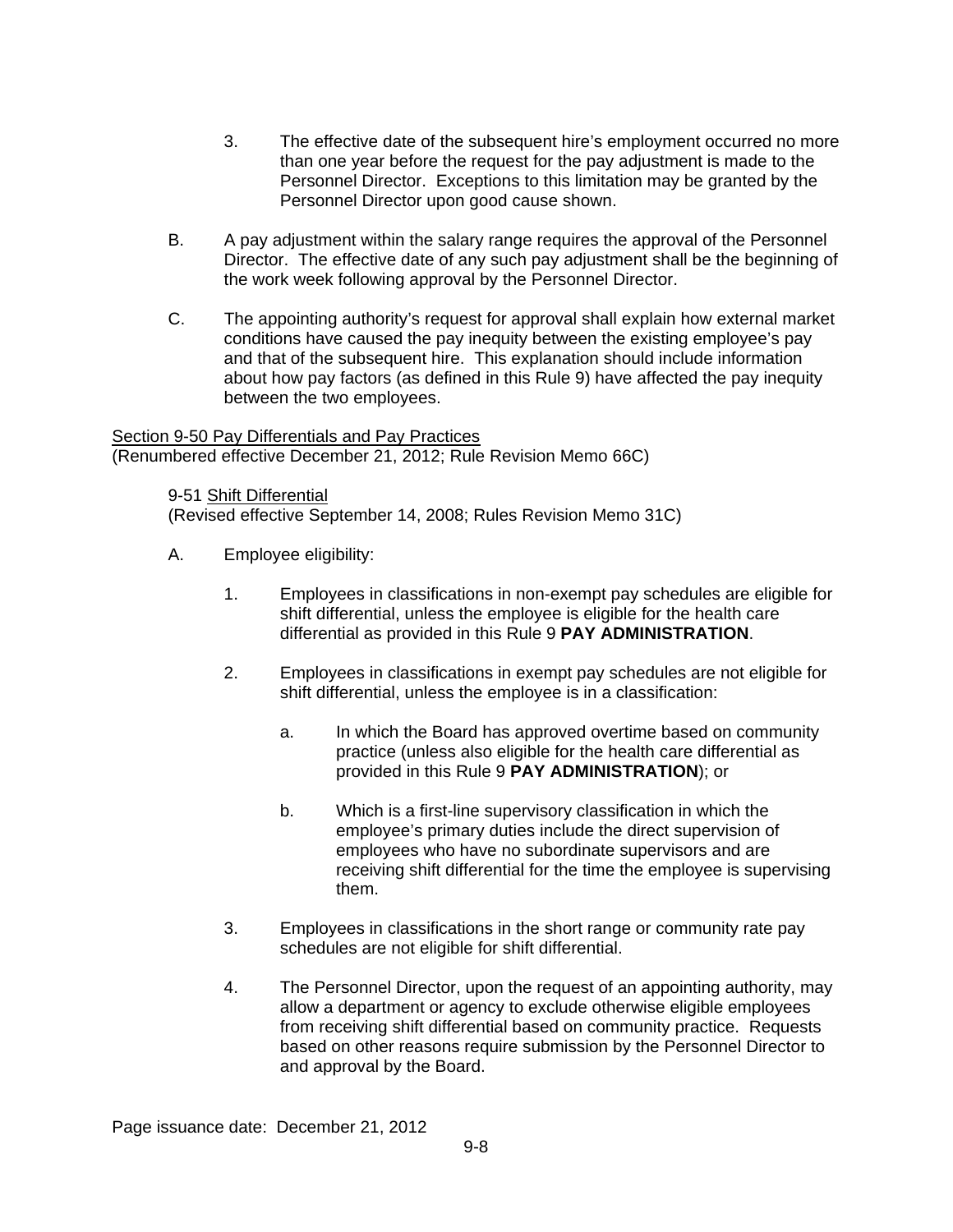3. The effective date of the subsequent hire's employment occurred no more than one year before the request for the pay adjustment is made to the Personnel Director. Exceptions to this limitation may be granted by the Personnel Director upon good cause shown.

B. A pay adjustment within the salary range requires the approval of the Personnel Director. The effective date of any such pay adjustment shall be the beginning of the work week following approval by the Personnel Director.

C. The appointing authority's request for approval shall explain how external market conditions have caused the pay inequity between the existing employee's pay and that of the subsequent hire. This explanation should include information about how pay factors (as defined in this Rule 9) have affected the pay inequity between the two employees.

Section 9-50 Pay Differentials and Pay Practices
(Renumbered effective December 21, 2012; Rule Revision Memo 66C)

9-51 Shift Differential
(Revised effective September 14, 2008; Rules Revision Memo 31C)

A. Employee eligibility:

1. Employees in classifications in non-exempt pay schedules are eligible for shift differential, unless the employee is eligible for the health care differential as provided in this Rule 9 **PAY ADMINISTRATION**.

2. Employees in classifications in exempt pay schedules are not eligible for shift differential, unless the employee is in a classification:

   a. In which the Board has approved overtime based on community practice (unless also eligible for the health care differential as provided in this Rule 9 **PAY ADMINISTRATION**); or

   b. Which is a first-line supervisory classification in which the employee's primary duties include the direct supervision of employees who have no subordinate supervisors and are receiving shift differential for the time the employee is supervising them.

3. Employees in classifications in the short range or community rate pay schedules are not eligible for shift differential.

4. The Personnel Director, upon the request of an appointing authority, may allow a department or agency to exclude otherwise eligible employees from receiving shift differential based on community practice. Requests based on other reasons require submission by the Personnel Director to and approval by the Board.

Page issuance date: December 21, 2012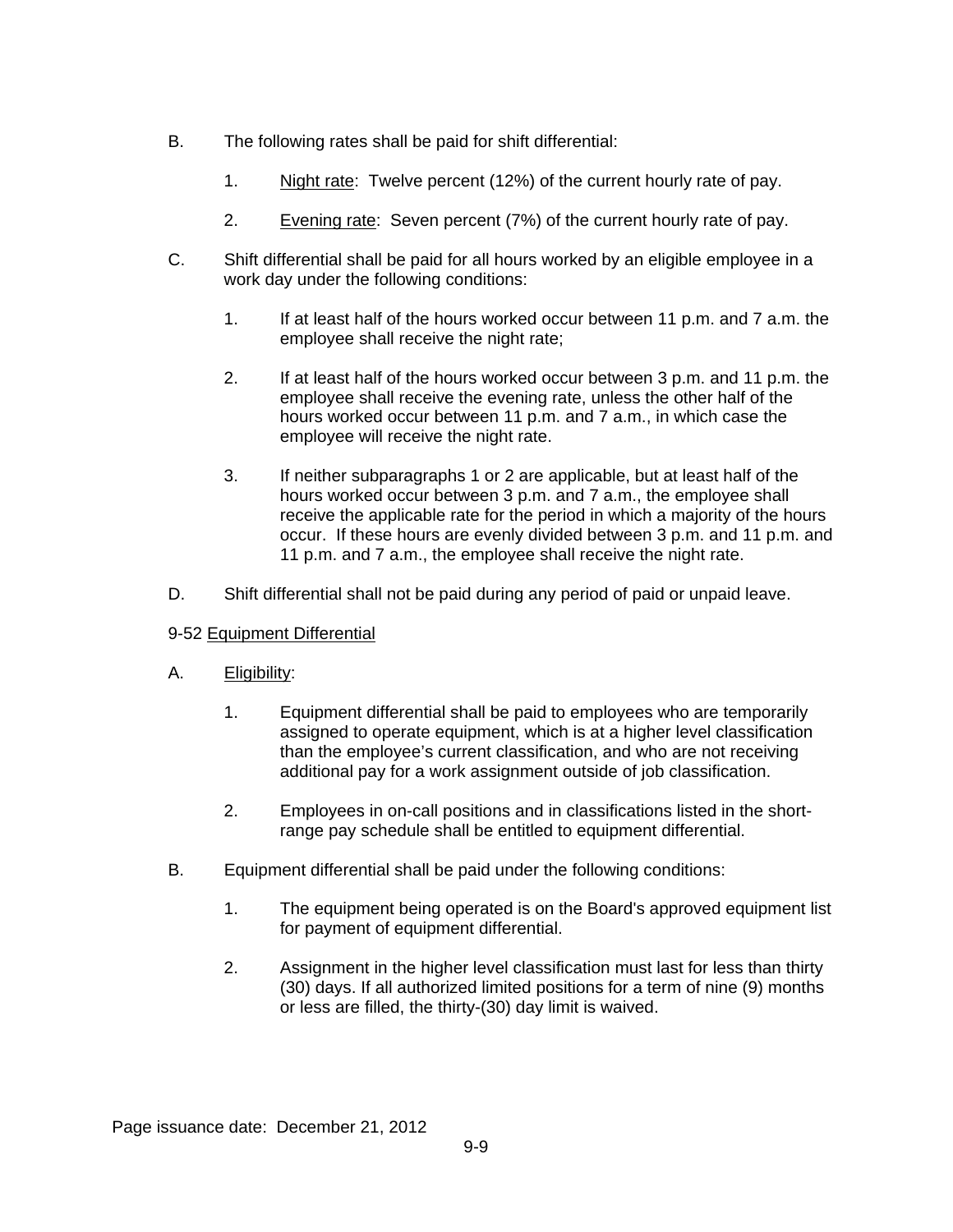B. The following rates shall be paid for shift differential:

1. Night rate: Twelve percent (12%) of the current hourly rate of pay.

2. Evening rate: Seven percent (7%) of the current hourly rate of pay.

C. Shift differential shall be paid for all hours worked by an eligible employee in a work day under the following conditions:

1. If at least half of the hours worked occur between 11 p.m. and 7 a.m. the employee shall receive the night rate;

2. If at least half of the hours worked occur between 3 p.m. and 11 p.m. the employee shall receive the evening rate, unless the other half of the hours worked occur between 11 p.m. and 7 a.m., in which case the employee will receive the night rate.

3. If neither subparagraphs 1 or 2 are applicable, but at least half of the hours worked occur between 3 p.m. and 7 a.m., the employee shall receive the applicable rate for the period in which a majority of the hours occur. If these hours are evenly divided between 3 p.m. and 11 p.m. and 11 p.m. and 7 a.m., the employee shall receive the night rate.

D. Shift differential shall not be paid during any period of paid or unpaid leave.

9-52 Equipment Differential

A. Eligibility:

1. Equipment differential shall be paid to employees who are temporarily assigned to operate equipment, which is at a higher level classification than the employee's current classification, and who are not receiving additional pay for a work assignment outside of job classification.

2. Employees in on-call positions and in classifications listed in the short-range pay schedule shall be entitled to equipment differential.

B. Equipment differential shall be paid under the following conditions:

1. The equipment being operated is on the Board's approved equipment list for payment of equipment differential.

2. Assignment in the higher level classification must last for less than thirty (30) days. If all authorized limited positions for a term of nine (9) months or less are filled, the thirty-(30) day limit is waived.

Page issuance date: December 21, 2012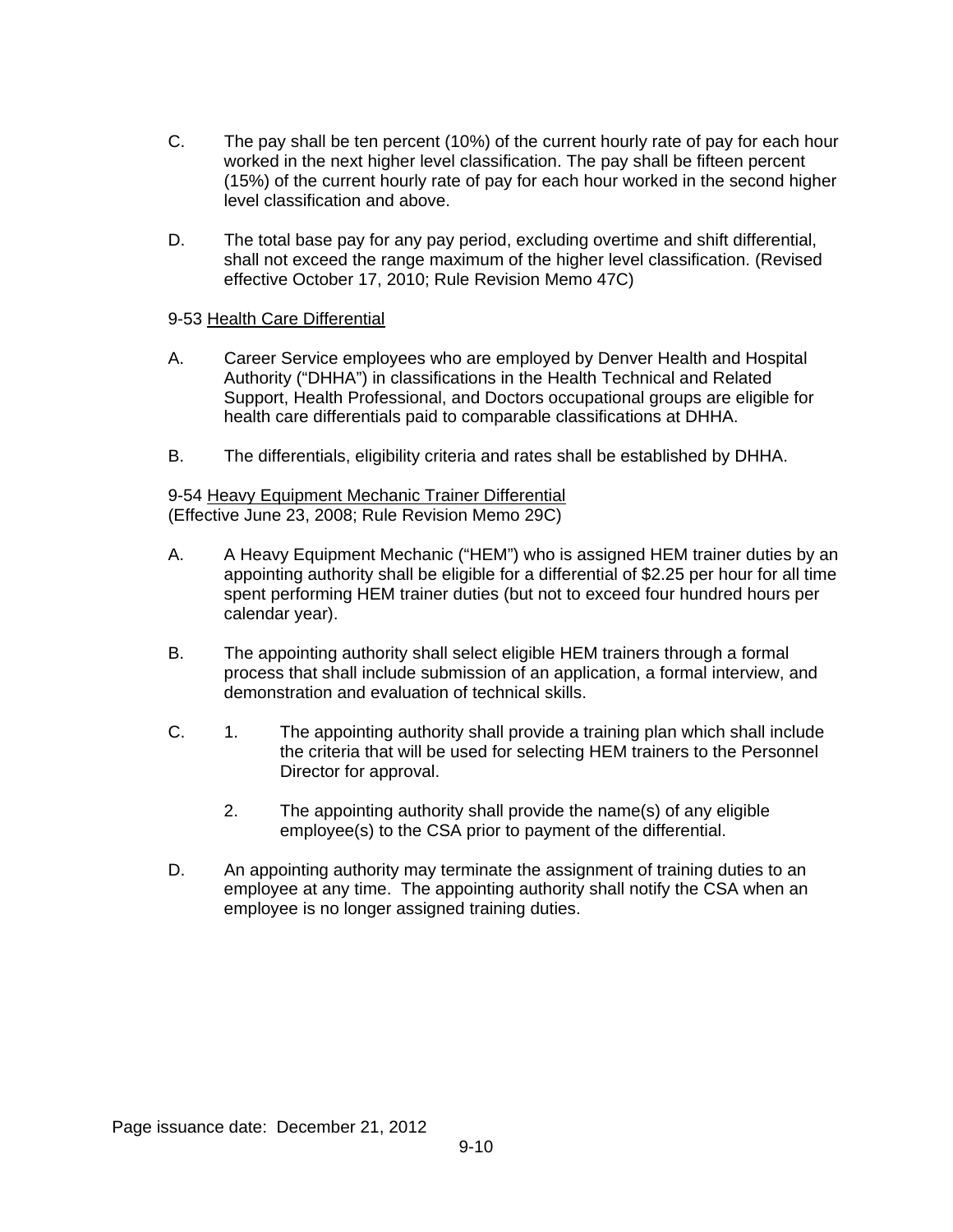C. The pay shall be ten percent (10%) of the current hourly rate of pay for each hour worked in the next higher level classification. The pay shall be fifteen percent (15%) of the current hourly rate of pay for each hour worked in the second higher level classification and above.

D. The total base pay for any pay period, excluding overtime and shift differential, shall not exceed the range maximum of the higher level classification. (Revised effective October 17, 2010; Rule Revision Memo 47C)

9-53 <u>Health Care Differential</u>

A. Career Service employees who are employed by Denver Health and Hospital Authority ("DHHA") in classifications in the Health Technical and Related Support, Health Professional, and Doctors occupational groups are eligible for health care differentials paid to comparable classifications at DHHA.

B. The differentials, eligibility criteria and rates shall be established by DHHA.

9-54 <u>Heavy Equipment Mechanic Trainer Differential</u>
(Effective June 23, 2008; Rule Revision Memo 29C)

A. A Heavy Equipment Mechanic ("HEM") who is assigned HEM trainer duties by an appointing authority shall be eligible for a differential of $2.25 per hour for all time spent performing HEM trainer duties (but not to exceed four hundred hours per calendar year).

B. The appointing authority shall select eligible HEM trainers through a formal process that shall include submission of an application, a formal interview, and demonstration and evaluation of technical skills.

C. 1. The appointing authority shall provide a training plan which shall include the criteria that will be used for selecting HEM trainers to the Personnel Director for approval.

   2. The appointing authority shall provide the name(s) of any eligible employee(s) to the CSA prior to payment of the differential.

D. An appointing authority may terminate the assignment of training duties to an employee at any time. The appointing authority shall notify the CSA when an employee is no longer assigned training duties.

Page issuance date: December 21, 2012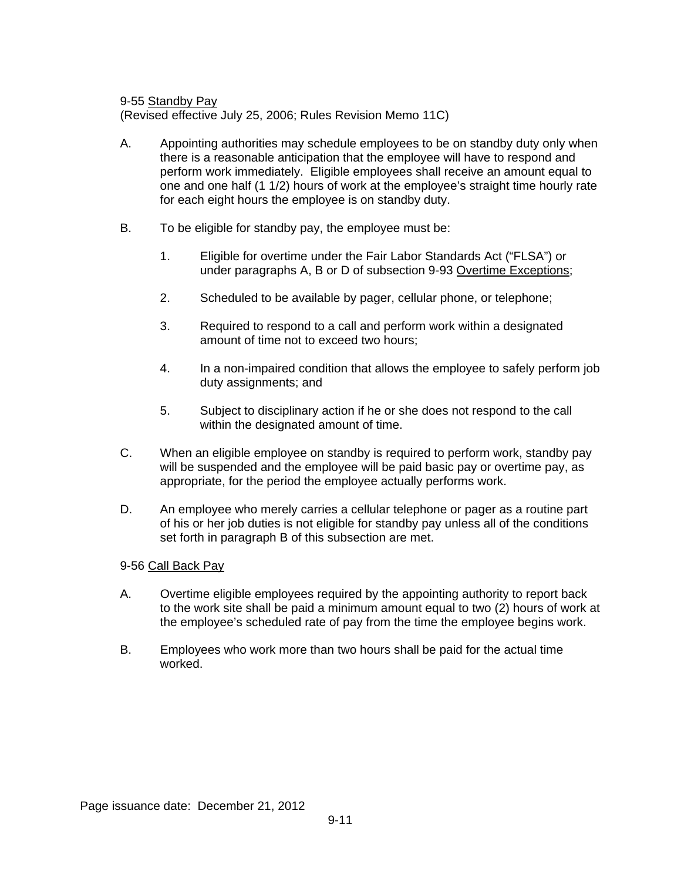9-55 <u>Standby Pay</u>
(Revised effective July 25, 2006; Rules Revision Memo 11C)

A. Appointing authorities may schedule employees to be on standby duty only when there is a reasonable anticipation that the employee will have to respond and perform work immediately. Eligible employees shall receive an amount equal to one and one half (1 1/2) hours of work at the employee's straight time hourly rate for each eight hours the employee is on standby duty.

B. To be eligible for standby pay, the employee must be:

   1. Eligible for overtime under the Fair Labor Standards Act ("FLSA") or under paragraphs A, B or D of subsection 9-93 <u>Overtime Exceptions</u>;

   2. Scheduled to be available by pager, cellular phone, or telephone;

   3. Required to respond to a call and perform work within a designated amount of time not to exceed two hours;

   4. In a non-impaired condition that allows the employee to safely perform job duty assignments; and

   5. Subject to disciplinary action if he or she does not respond to the call within the designated amount of time.

C. When an eligible employee on standby is required to perform work, standby pay will be suspended and the employee will be paid basic pay or overtime pay, as appropriate, for the period the employee actually performs work.

D. An employee who merely carries a cellular telephone or pager as a routine part of his or her job duties is not eligible for standby pay unless all of the conditions set forth in paragraph B of this subsection are met.

9-56 <u>Call Back Pay</u>

A. Overtime eligible employees required by the appointing authority to report back to the work site shall be paid a minimum amount equal to two (2) hours of work at the employee's scheduled rate of pay from the time the employee begins work.

B. Employees who work more than two hours shall be paid for the actual time worked.

Page issuance date: December 21, 2012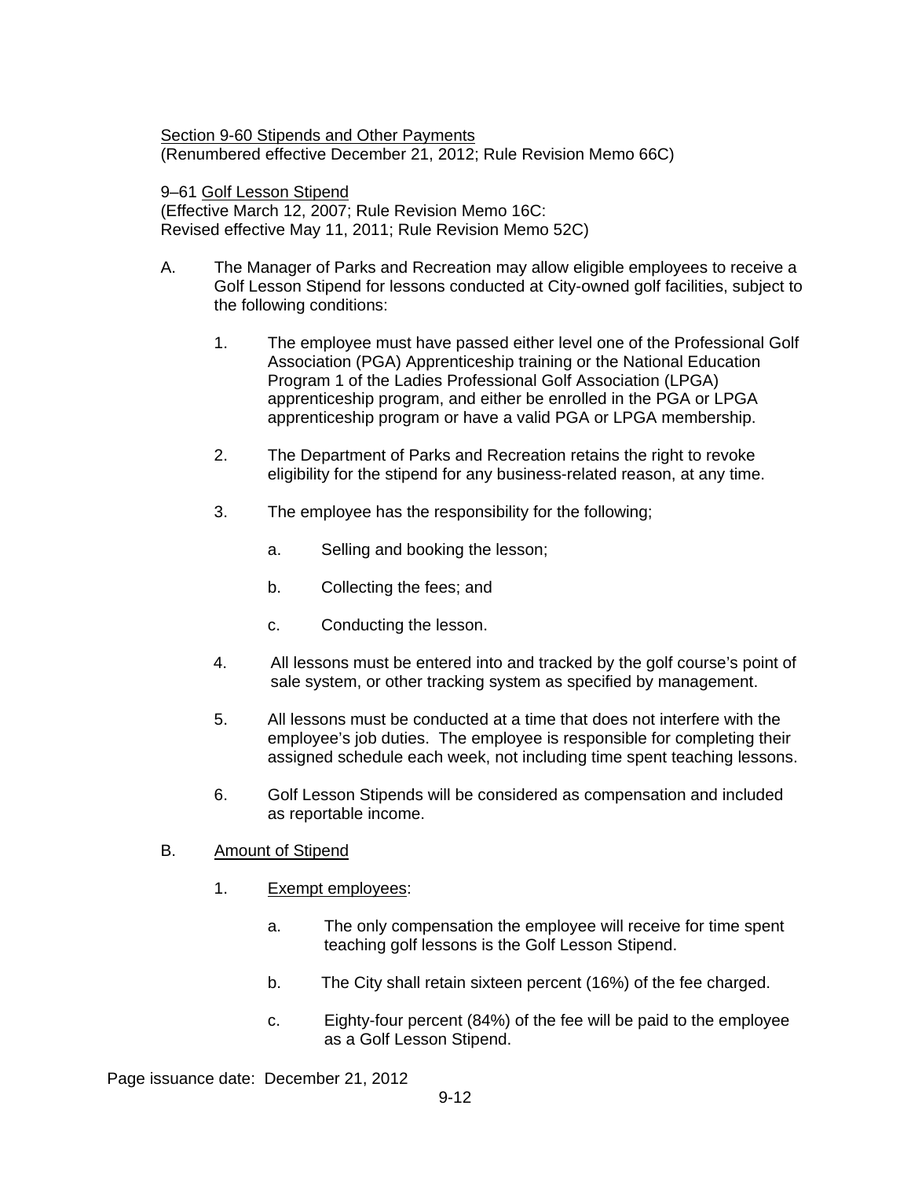Section 9-60 Stipends and Other Payments
(Renumbered effective December 21, 2012; Rule Revision Memo 66C)

9–61 Golf Lesson Stipend
(Effective March 12, 2007; Rule Revision Memo 16C:
Revised effective May 11, 2011; Rule Revision Memo 52C)

A. The Manager of Parks and Recreation may allow eligible employees to receive a Golf Lesson Stipend for lessons conducted at City-owned golf facilities, subject to the following conditions:

   1. The employee must have passed either level one of the Professional Golf Association (PGA) Apprenticeship training or the National Education Program 1 of the Ladies Professional Golf Association (LPGA) apprenticeship program, and either be enrolled in the PGA or LPGA apprenticeship program or have a valid PGA or LPGA membership.

   2. The Department of Parks and Recreation retains the right to revoke eligibility for the stipend for any business-related reason, at any time.

   3. The employee has the responsibility for the following;

      a. Selling and booking the lesson;

      b. Collecting the fees; and

      c. Conducting the lesson.

   4. All lessons must be entered into and tracked by the golf course's point of sale system, or other tracking system as specified by management.

   5. All lessons must be conducted at a time that does not interfere with the employee's job duties. The employee is responsible for completing their assigned schedule each week, not including time spent teaching lessons.

   6. Golf Lesson Stipends will be considered as compensation and included as reportable income.

B. Amount of Stipend

   1. Exempt employees:

      a. The only compensation the employee will receive for time spent teaching golf lessons is the Golf Lesson Stipend.

      b. The City shall retain sixteen percent (16%) of the fee charged.

      c. Eighty-four percent (84%) of the fee will be paid to the employee as a Golf Lesson Stipend.

Page issuance date: December 21, 2012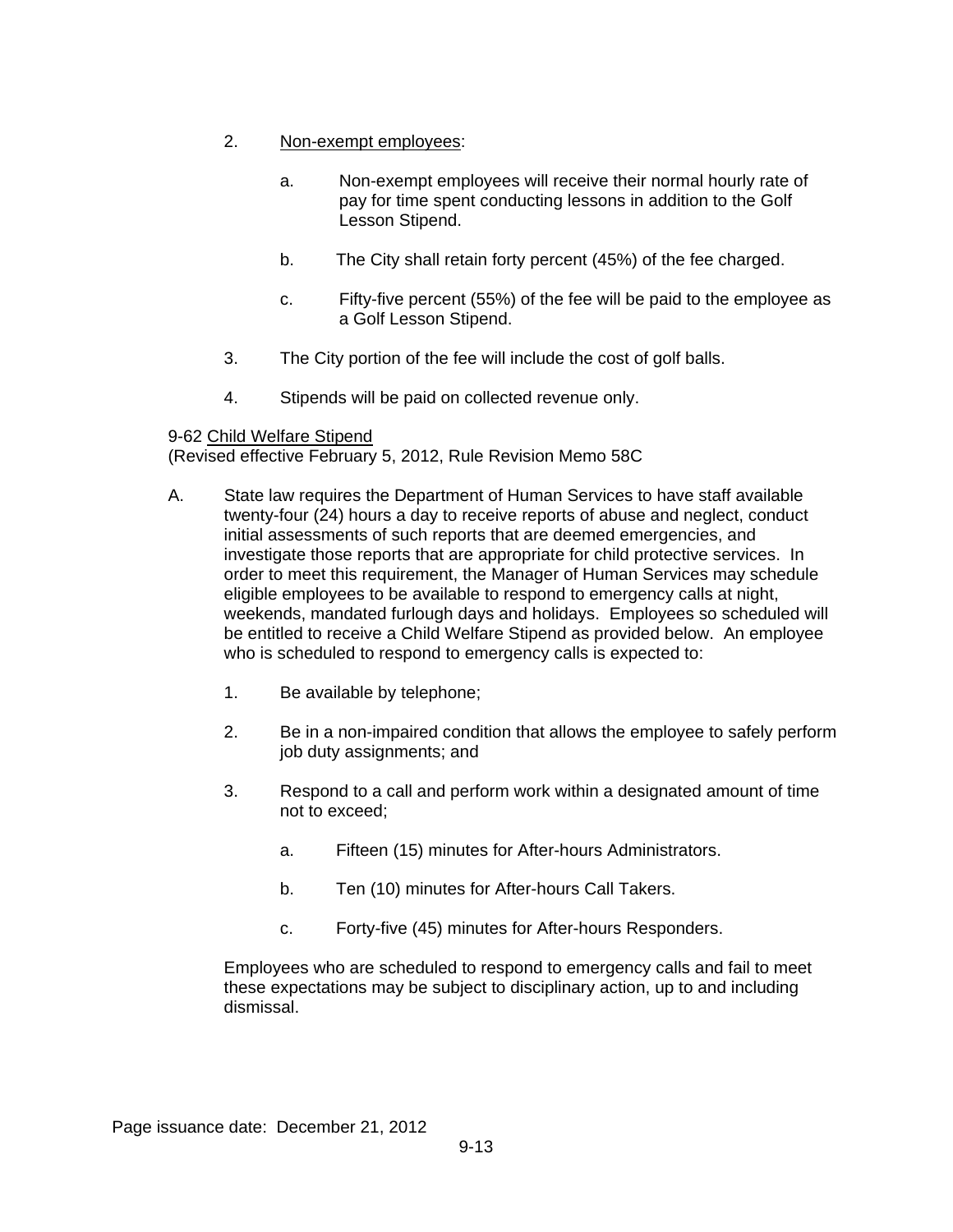2. Non-exempt employees:

   a. Non-exempt employees will receive their normal hourly rate of pay for time spent conducting lessons in addition to the Golf Lesson Stipend.

   b. The City shall retain forty percent (45%) of the fee charged.

   c. Fifty-five percent (55%) of the fee will be paid to the employee as a Golf Lesson Stipend.

3. The City portion of the fee will include the cost of golf balls.

4. Stipends will be paid on collected revenue only.

9-62 Child Welfare Stipend
(Revised effective February 5, 2012, Rule Revision Memo 58C

A. State law requires the Department of Human Services to have staff available twenty-four (24) hours a day to receive reports of abuse and neglect, conduct initial assessments of such reports that are deemed emergencies, and investigate those reports that are appropriate for child protective services. In order to meet this requirement, the Manager of Human Services may schedule eligible employees to be available to respond to emergency calls at night, weekends, mandated furlough days and holidays. Employees so scheduled will be entitled to receive a Child Welfare Stipend as provided below. An employee who is scheduled to respond to emergency calls is expected to:

   1. Be available by telephone;

   2. Be in a non-impaired condition that allows the employee to safely perform job duty assignments; and

   3. Respond to a call and perform work within a designated amount of time not to exceed;

      a. Fifteen (15) minutes for After-hours Administrators.

      b. Ten (10) minutes for After-hours Call Takers.

      c. Forty-five (45) minutes for After-hours Responders.

   Employees who are scheduled to respond to emergency calls and fail to meet these expectations may be subject to disciplinary action, up to and including dismissal.

Page issuance date: December 21, 2012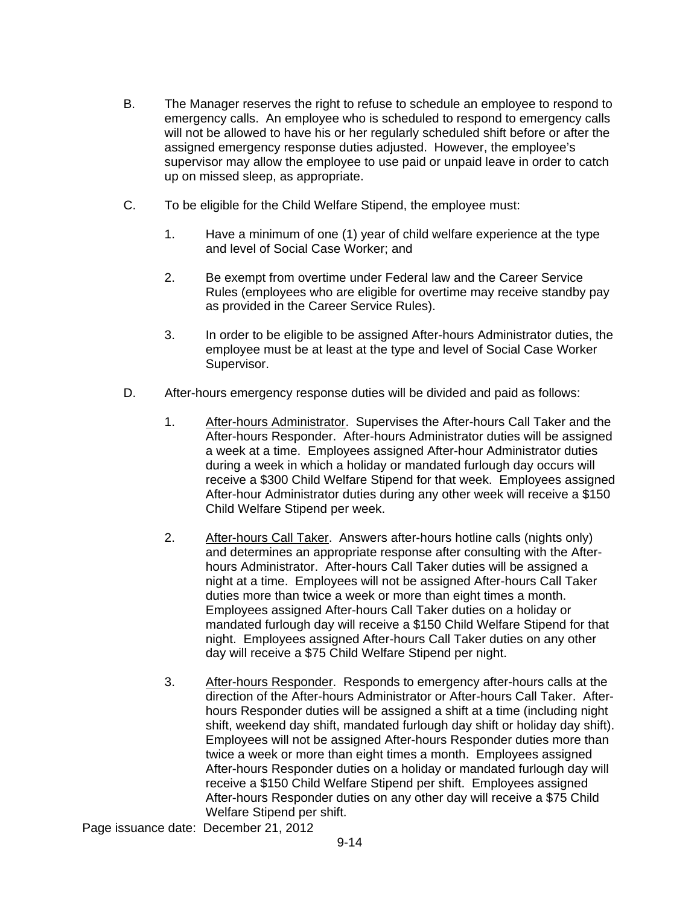B. The Manager reserves the right to refuse to schedule an employee to respond to emergency calls. An employee who is scheduled to respond to emergency calls will not be allowed to have his or her regularly scheduled shift before or after the assigned emergency response duties adjusted. However, the employee's supervisor may allow the employee to use paid or unpaid leave in order to catch up on missed sleep, as appropriate.

C. To be eligible for the Child Welfare Stipend, the employee must:

1. Have a minimum of one (1) year of child welfare experience at the type and level of Social Case Worker; and

2. Be exempt from overtime under Federal law and the Career Service Rules (employees who are eligible for overtime may receive standby pay as provided in the Career Service Rules).

3. In order to be eligible to be assigned After-hours Administrator duties, the employee must be at least at the type and level of Social Case Worker Supervisor.

D. After-hours emergency response duties will be divided and paid as follows:

1. <u>After-hours Administrator</u>. Supervises the After-hours Call Taker and the After-hours Responder. After-hours Administrator duties will be assigned a week at a time. Employees assigned After-hour Administrator duties during a week in which a holiday or mandated furlough day occurs will receive a $300 Child Welfare Stipend for that week. Employees assigned After-hour Administrator duties during any other week will receive a $150 Child Welfare Stipend per week.

2. <u>After-hours Call Taker</u>. Answers after-hours hotline calls (nights only) and determines an appropriate response after consulting with the After-hours Administrator. After-hours Call Taker duties will be assigned a night at a time. Employees will not be assigned After-hours Call Taker duties more than twice a week or more than eight times a month. Employees assigned After-hours Call Taker duties on a holiday or mandated furlough day will receive a $150 Child Welfare Stipend for that night. Employees assigned After-hours Call Taker duties on any other day will receive a $75 Child Welfare Stipend per night.

3. <u>After-hours Responder</u>. Responds to emergency after-hours calls at the direction of the After-hours Administrator or After-hours Call Taker. After-hours Responder duties will be assigned a shift at a time (including night shift, weekend day shift, mandated furlough day shift or holiday day shift). Employees will not be assigned After-hours Responder duties more than twice a week or more than eight times a month. Employees assigned After-hours Responder duties on a holiday or mandated furlough day will receive a $150 Child Welfare Stipend per shift. Employees assigned After-hours Responder duties on any other day will receive a $75 Child Welfare Stipend per shift.

Page issuance date: December 21, 2012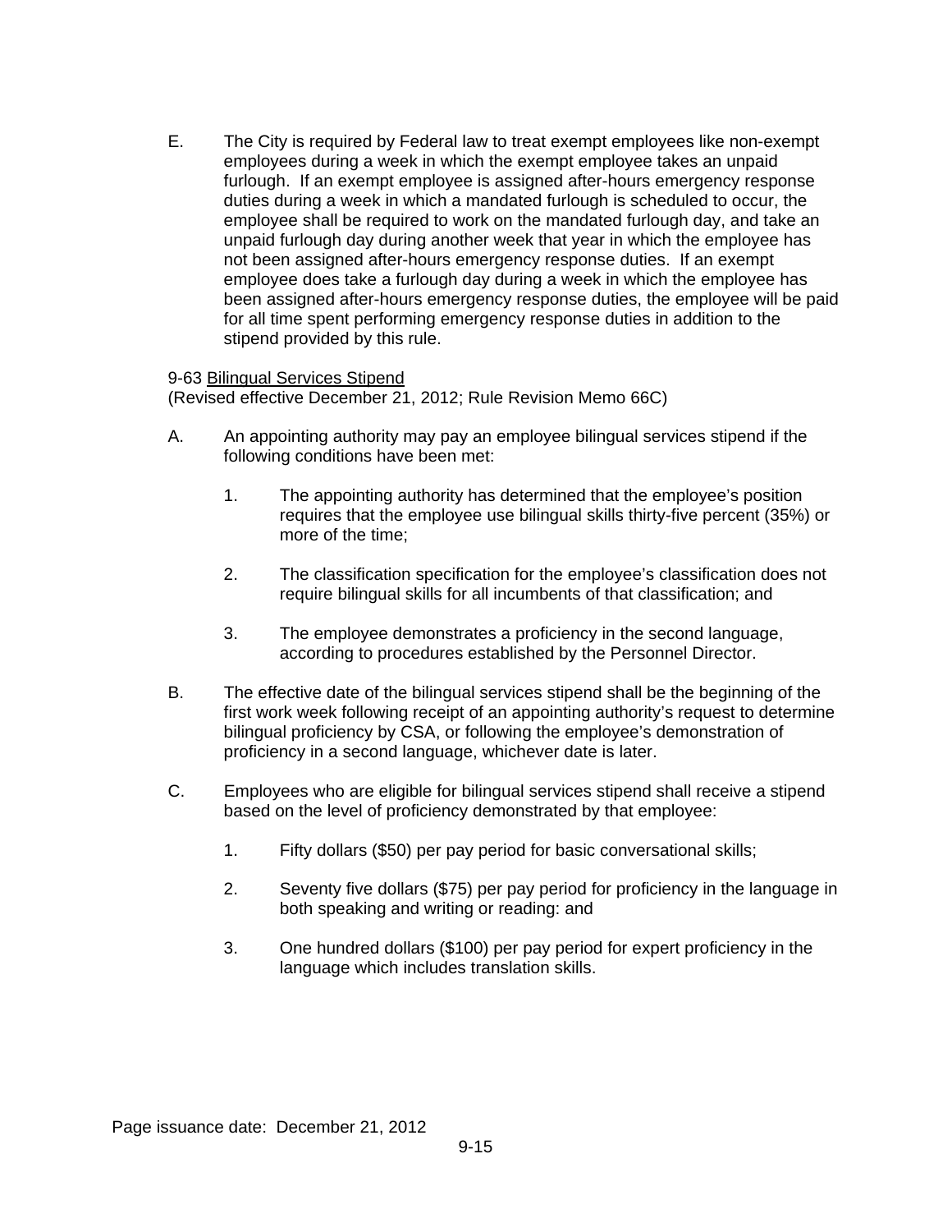E. The City is required by Federal law to treat exempt employees like non-exempt employees during a week in which the exempt employee takes an unpaid furlough. If an exempt employee is assigned after-hours emergency response duties during a week in which a mandated furlough is scheduled to occur, the employee shall be required to work on the mandated furlough day, and take an unpaid furlough day during another week that year in which the employee has not been assigned after-hours emergency response duties. If an exempt employee does take a furlough day during a week in which the employee has been assigned after-hours emergency response duties, the employee will be paid for all time spent performing emergency response duties in addition to the stipend provided by this rule.

9-63 Bilingual Services Stipend
(Revised effective December 21, 2012; Rule Revision Memo 66C)

A. An appointing authority may pay an employee bilingual services stipend if the following conditions have been met:

   1. The appointing authority has determined that the employee's position requires that the employee use bilingual skills thirty-five percent (35%) or more of the time;

   2. The classification specification for the employee's classification does not require bilingual skills for all incumbents of that classification; and

   3. The employee demonstrates a proficiency in the second language, according to procedures established by the Personnel Director.

B. The effective date of the bilingual services stipend shall be the beginning of the first work week following receipt of an appointing authority's request to determine bilingual proficiency by CSA, or following the employee's demonstration of proficiency in a second language, whichever date is later.

C. Employees who are eligible for bilingual services stipend shall receive a stipend based on the level of proficiency demonstrated by that employee:

   1. Fifty dollars ($50) per pay period for basic conversational skills;

   2. Seventy five dollars ($75) per pay period for proficiency in the language in both speaking and writing or reading: and

   3. One hundred dollars ($100) per pay period for expert proficiency in the language which includes translation skills.

Page issuance date: December 21, 2012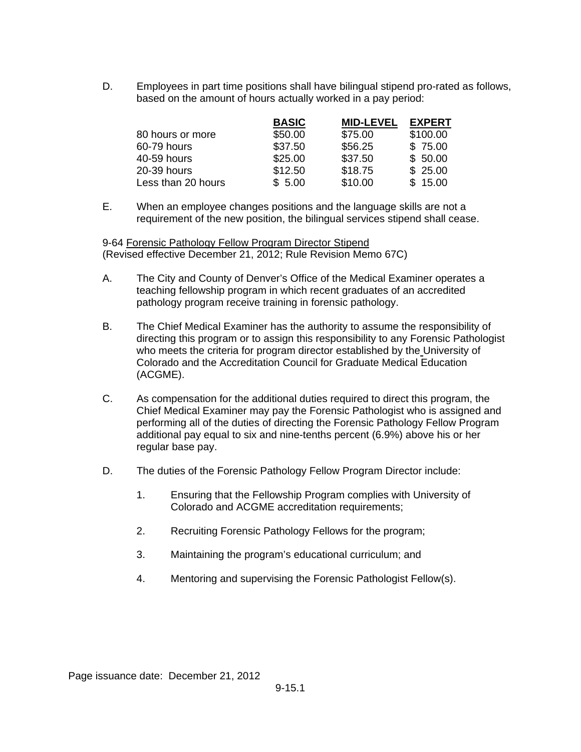D. Employees in part time positions shall have bilingual stipend pro-rated as follows, based on the amount of hours actually worked in a pay period:

| | BASIC | MID-LEVEL | EXPERT |
|---|---|---|---|
| 80 hours or more | $50.00 | $75.00 | $100.00 |
| 60-79 hours | $37.50 | $56.25 | $ 75.00 |
| 40-59 hours | $25.00 | $37.50 | $ 50.00 |
| 20-39 hours | $12.50 | $18.75 | $ 25.00 |
| Less than 20 hours | $ 5.00 | $10.00 | $ 15.00 |

E. When an employee changes positions and the language skills are not a requirement of the new position, the bilingual services stipend shall cease.

9-64 Forensic Pathology Fellow Program Director Stipend
(Revised effective December 21, 2012; Rule Revision Memo 67C)

A. The City and County of Denver's Office of the Medical Examiner operates a teaching fellowship program in which recent graduates of an accredited pathology program receive training in forensic pathology.

B. The Chief Medical Examiner has the authority to assume the responsibility of directing this program or to assign this responsibility to any Forensic Pathologist who meets the criteria for program director established by the University of Colorado and the Accreditation Council for Graduate Medical Education (ACGME).

C. As compensation for the additional duties required to direct this program, the Chief Medical Examiner may pay the Forensic Pathologist who is assigned and performing all of the duties of directing the Forensic Pathology Fellow Program additional pay equal to six and nine-tenths percent (6.9%) above his or her regular base pay.

D. The duties of the Forensic Pathology Fellow Program Director include:

1. Ensuring that the Fellowship Program complies with University of Colorado and ACGME accreditation requirements;

2. Recruiting Forensic Pathology Fellows for the program;

3. Maintaining the program's educational curriculum; and

4. Mentoring and supervising the Forensic Pathologist Fellow(s).

Page issuance date: December 21, 2012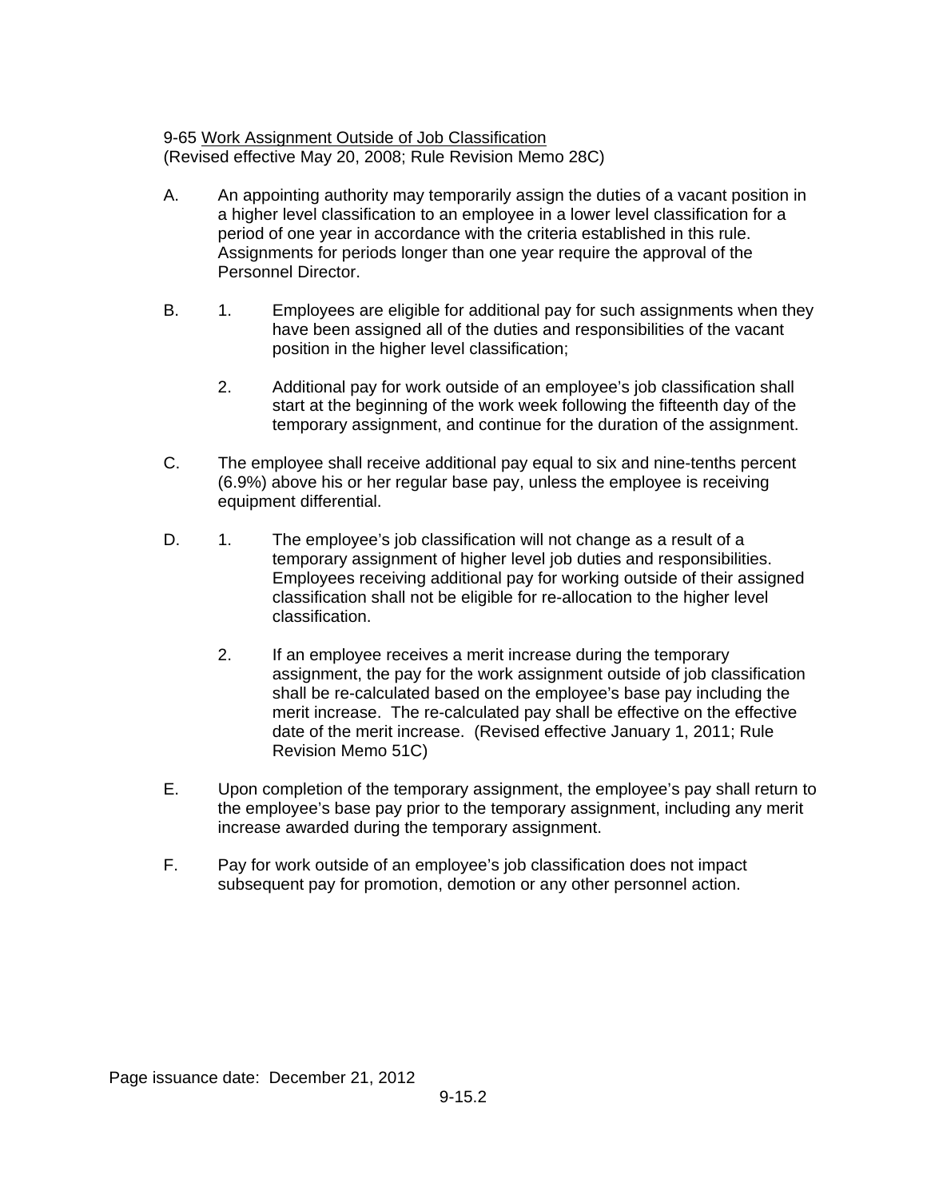9-65 Work Assignment Outside of Job Classification
(Revised effective May 20, 2008; Rule Revision Memo 28C)

A. An appointing authority may temporarily assign the duties of a vacant position in a higher level classification to an employee in a lower level classification for a period of one year in accordance with the criteria established in this rule. Assignments for periods longer than one year require the approval of the Personnel Director.

B. 1. Employees are eligible for additional pay for such assignments when they have been assigned all of the duties and responsibilities of the vacant position in the higher level classification;

   2. Additional pay for work outside of an employee's job classification shall start at the beginning of the work week following the fifteenth day of the temporary assignment, and continue for the duration of the assignment.

C. The employee shall receive additional pay equal to six and nine-tenths percent (6.9%) above his or her regular base pay, unless the employee is receiving equipment differential.

D. 1. The employee's job classification will not change as a result of a temporary assignment of higher level job duties and responsibilities. Employees receiving additional pay for working outside of their assigned classification shall not be eligible for re-allocation to the higher level classification.

   2. If an employee receives a merit increase during the temporary assignment, the pay for the work assignment outside of job classification shall be re-calculated based on the employee's base pay including the merit increase. The re-calculated pay shall be effective on the effective date of the merit increase. (Revised effective January 1, 2011; Rule Revision Memo 51C)

E. Upon completion of the temporary assignment, the employee's pay shall return to the employee's base pay prior to the temporary assignment, including any merit increase awarded during the temporary assignment.

F. Pay for work outside of an employee's job classification does not impact subsequent pay for promotion, demotion or any other personnel action.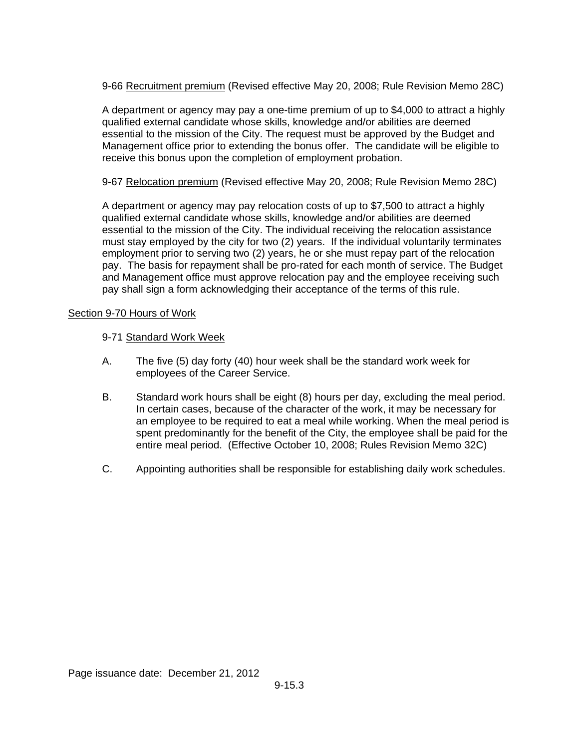9-66 Recruitment premium (Revised effective May 20, 2008; Rule Revision Memo 28C)

A department or agency may pay a one-time premium of up to $4,000 to attract a highly qualified external candidate whose skills, knowledge and/or abilities are deemed essential to the mission of the City. The request must be approved by the Budget and Management office prior to extending the bonus offer. The candidate will be eligible to receive this bonus upon the completion of employment probation.

9-67 Relocation premium (Revised effective May 20, 2008; Rule Revision Memo 28C)

A department or agency may pay relocation costs of up to $7,500 to attract a highly qualified external candidate whose skills, knowledge and/or abilities are deemed essential to the mission of the City. The individual receiving the relocation assistance must stay employed by the city for two (2) years. If the individual voluntarily terminates employment prior to serving two (2) years, he or she must repay part of the relocation pay. The basis for repayment shall be pro-rated for each month of service. The Budget and Management office must approve relocation pay and the employee receiving such pay shall sign a form acknowledging their acceptance of the terms of this rule.

## Section 9-70 Hours of Work

9-71 Standard Work Week

A. The five (5) day forty (40) hour week shall be the standard work week for employees of the Career Service.

B. Standard work hours shall be eight (8) hours per day, excluding the meal period. In certain cases, because of the character of the work, it may be necessary for an employee to be required to eat a meal while working. When the meal period is spent predominantly for the benefit of the City, the employee shall be paid for the entire meal period. (Effective October 10, 2008; Rules Revision Memo 32C)

C. Appointing authorities shall be responsible for establishing daily work schedules.